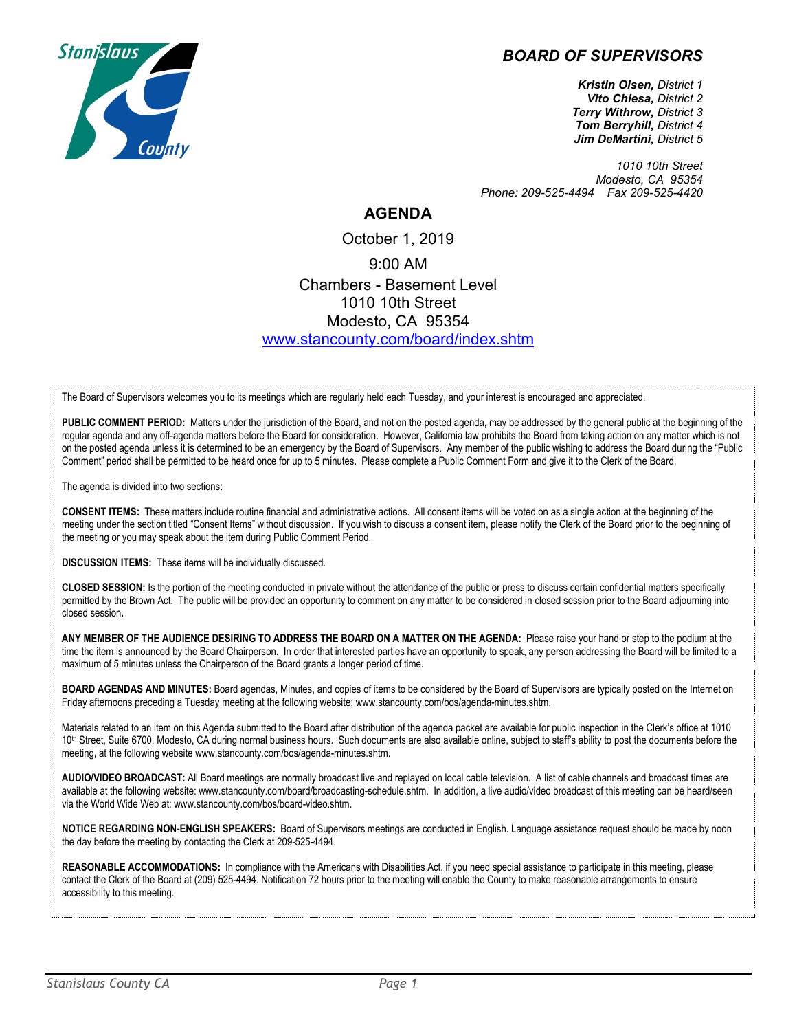# BOARD OF SUPERVISORS

***Kristin Olsen,*** *District 1*
***Vito Chiesa,*** *District 2*
***Terry Withrow,*** *District 3*
***Tom Berryhill,*** *District 4*
***Jim DeMartini,*** *District 5*

*1010 10th Street*
*Modesto, CA 95354*
*Phone: 209-525-4494 Fax 209-525-4420*

## AGENDA

October 1, 2019

9:00 AM

Chambers - Basement Level
1010 10th Street
Modesto, CA 95354
[www.stancounty.com/board/index.shtm](www.stancounty.com/board/index.shtm)

The Board of Supervisors welcomes you to its meetings which are regularly held each Tuesday, and your interest is encouraged and appreciated.

**PUBLIC COMMENT PERIOD:** Matters under the jurisdiction of the Board, and not on the posted agenda, may be addressed by the general public at the beginning of the regular agenda and any off-agenda matters before the Board for consideration. However, California law prohibits the Board from taking action on any matter which is not on the posted agenda unless it is determined to be an emergency by the Board of Supervisors. Any member of the public wishing to address the Board during the "Public Comment" period shall be permitted to be heard once for up to 5 minutes. Please complete a Public Comment Form and give it to the Clerk of the Board.

The agenda is divided into two sections:

**CONSENT ITEMS:** These matters include routine financial and administrative actions. All consent items will be voted on as a single action at the beginning of the meeting under the section titled "Consent Items" without discussion. If you wish to discuss a consent item, please notify the Clerk of the Board prior to the beginning of the meeting or you may speak about the item during Public Comment Period.

**DISCUSSION ITEMS:** These items will be individually discussed.

**CLOSED SESSION:** Is the portion of the meeting conducted in private without the attendance of the public or press to discuss certain confidential matters specifically permitted by the Brown Act. The public will be provided an opportunity to comment on any matter to be considered in closed session prior to the Board adjourning into closed session**.**

**ANY MEMBER OF THE AUDIENCE DESIRING TO ADDRESS THE BOARD ON A MATTER ON THE AGENDA:** Please raise your hand or step to the podium at the time the item is announced by the Board Chairperson. In order that interested parties have an opportunity to speak, any person addressing the Board will be limited to a maximum of 5 minutes unless the Chairperson of the Board grants a longer period of time.

**BOARD AGENDAS AND MINUTES:** Board agendas, Minutes, and copies of items to be considered by the Board of Supervisors are typically posted on the Internet on Friday afternoons preceding a Tuesday meeting at the following website: www.stancounty.com/bos/agenda-minutes.shtm.

Materials related to an item on this Agenda submitted to the Board after distribution of the agenda packet are available for public inspection in the Clerk's office at 1010 10th Street, Suite 6700, Modesto, CA during normal business hours. Such documents are also available online, subject to staff's ability to post the documents before the meeting, at the following website www.stancounty.com/bos/agenda-minutes.shtm.

**AUDIO/VIDEO BROADCAST:** All Board meetings are normally broadcast live and replayed on local cable television. A list of cable channels and broadcast times are available at the following website: www.stancounty.com/board/broadcasting-schedule.shtm. In addition, a live audio/video broadcast of this meeting can be heard/seen via the World Wide Web at: www.stancounty.com/bos/board-video.shtm.

**NOTICE REGARDING NON-ENGLISH SPEAKERS:** Board of Supervisors meetings are conducted in English. Language assistance request should be made by noon the day before the meeting by contacting the Clerk at 209-525-4494.

**REASONABLE ACCOMMODATIONS:** In compliance with the Americans with Disabilities Act, if you need special assistance to participate in this meeting, please contact the Clerk of the Board at (209) 525-4494. Notification 72 hours prior to the meeting will enable the County to make reasonable arrangements to ensure accessibility to this meeting.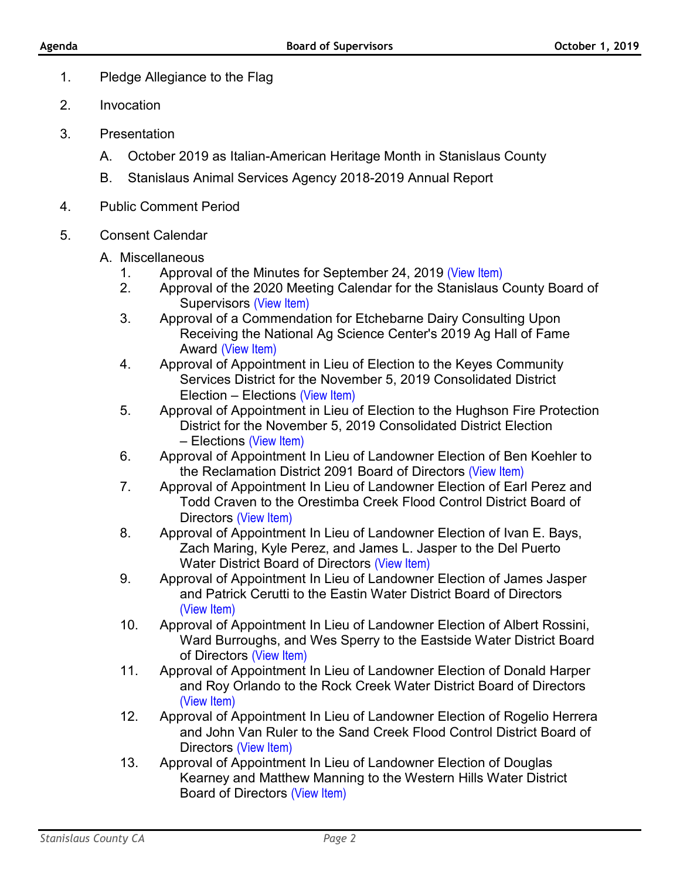1. Pledge Allegiance to the Flag

2. Invocation

3. Presentation

   A. October 2019 as Italian-American Heritage Month in Stanislaus County

   B. Stanislaus Animal Services Agency 2018-2019 Annual Report

4. Public Comment Period

5. Consent Calendar

   A. Miscellaneous

      1. Approval of the Minutes for September 24, 2019 (View Item)
      2. Approval of the 2020 Meeting Calendar for the Stanislaus County Board of Supervisors (View Item)
      3. Approval of a Commendation for Etchebarne Dairy Consulting Upon Receiving the National Ag Science Center's 2019 Ag Hall of Fame Award (View Item)
      4. Approval of Appointment in Lieu of Election to the Keyes Community Services District for the November 5, 2019 Consolidated District Election – Elections (View Item)
      5. Approval of Appointment in Lieu of Election to the Hughson Fire Protection District for the November 5, 2019 Consolidated District Election – Elections (View Item)
      6. Approval of Appointment In Lieu of Landowner Election of Ben Koehler to the Reclamation District 2091 Board of Directors (View Item)
      7. Approval of Appointment In Lieu of Landowner Election of Earl Perez and Todd Craven to the Orestimba Creek Flood Control District Board of Directors (View Item)
      8. Approval of Appointment In Lieu of Landowner Election of Ivan E. Bays, Zach Maring, Kyle Perez, and James L. Jasper to the Del Puerto Water District Board of Directors (View Item)
      9. Approval of Appointment In Lieu of Landowner Election of James Jasper and Patrick Cerutti to the Eastin Water District Board of Directors (View Item)
      10. Approval of Appointment In Lieu of Landowner Election of Albert Rossini, Ward Burroughs, and Wes Sperry to the Eastside Water District Board of Directors (View Item)
      11. Approval of Appointment In Lieu of Landowner Election of Donald Harper and Roy Orlando to the Rock Creek Water District Board of Directors (View Item)
      12. Approval of Appointment In Lieu of Landowner Election of Rogelio Herrera and John Van Ruler to the Sand Creek Flood Control District Board of Directors (View Item)
      13. Approval of Appointment In Lieu of Landowner Election of Douglas Kearney and Matthew Manning to the Western Hills Water District Board of Directors (View Item)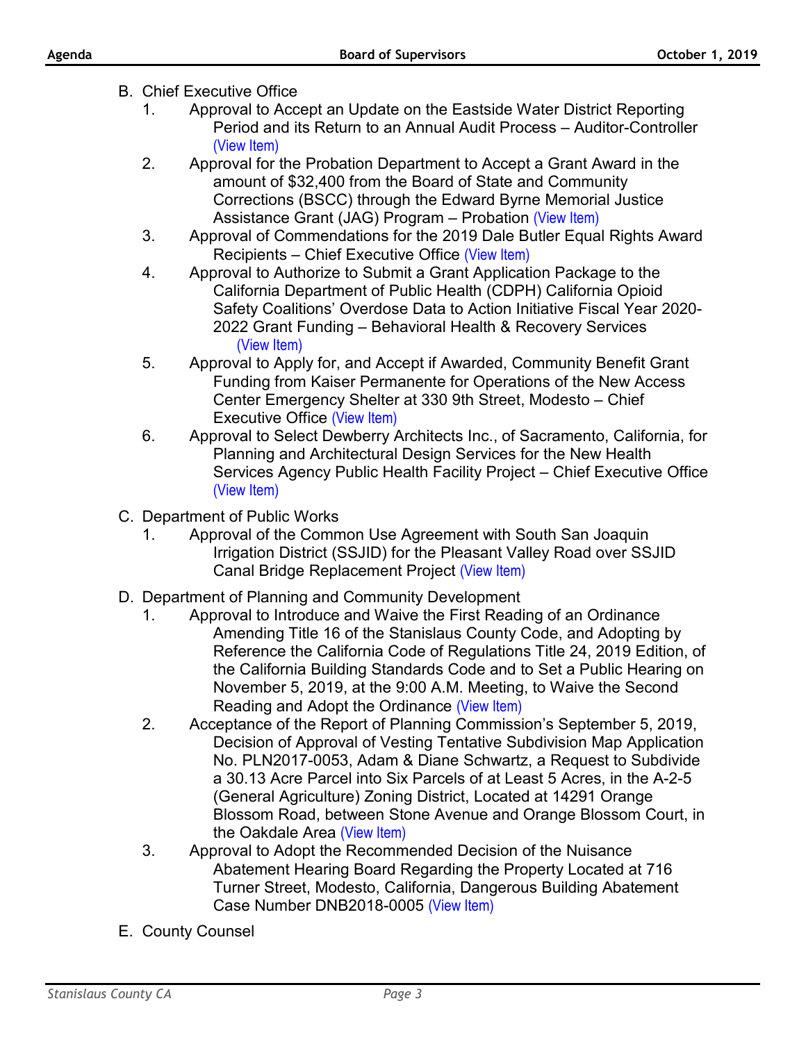B. Chief Executive Office

1. Approval to Accept an Update on the Eastside Water District Reporting Period and its Return to an Annual Audit Process – Auditor-Controller (View Item)
2. Approval for the Probation Department to Accept a Grant Award in the amount of $32,400 from the Board of State and Community Corrections (BSCC) through the Edward Byrne Memorial Justice Assistance Grant (JAG) Program – Probation (View Item)
3. Approval of Commendations for the 2019 Dale Butler Equal Rights Award Recipients – Chief Executive Office (View Item)
4. Approval to Authorize to Submit a Grant Application Package to the California Department of Public Health (CDPH) California Opioid Safety Coalitions' Overdose Data to Action Initiative Fiscal Year 2020-2022 Grant Funding – Behavioral Health & Recovery Services (View Item)
5. Approval to Apply for, and Accept if Awarded, Community Benefit Grant Funding from Kaiser Permanente for Operations of the New Access Center Emergency Shelter at 330 9th Street, Modesto – Chief Executive Office (View Item)
6. Approval to Select Dewberry Architects Inc., of Sacramento, California, for Planning and Architectural Design Services for the New Health Services Agency Public Health Facility Project – Chief Executive Office (View Item)

C. Department of Public Works

1. Approval of the Common Use Agreement with South San Joaquin Irrigation District (SSJID) for the Pleasant Valley Road over SSJID Canal Bridge Replacement Project (View Item)

D. Department of Planning and Community Development

1. Approval to Introduce and Waive the First Reading of an Ordinance Amending Title 16 of the Stanislaus County Code, and Adopting by Reference the California Code of Regulations Title 24, 2019 Edition, of the California Building Standards Code and to Set a Public Hearing on November 5, 2019, at the 9:00 A.M. Meeting, to Waive the Second Reading and Adopt the Ordinance (View Item)
2. Acceptance of the Report of Planning Commission's September 5, 2019, Decision of Approval of Vesting Tentative Subdivision Map Application No. PLN2017-0053, Adam & Diane Schwartz, a Request to Subdivide a 30.13 Acre Parcel into Six Parcels of at Least 5 Acres, in the A-2-5 (General Agriculture) Zoning District, Located at 14291 Orange Blossom Road, between Stone Avenue and Orange Blossom Court, in the Oakdale Area (View Item)
3. Approval to Adopt the Recommended Decision of the Nuisance Abatement Hearing Board Regarding the Property Located at 716 Turner Street, Modesto, California, Dangerous Building Abatement Case Number DNB2018-0005 (View Item)

E. County Counsel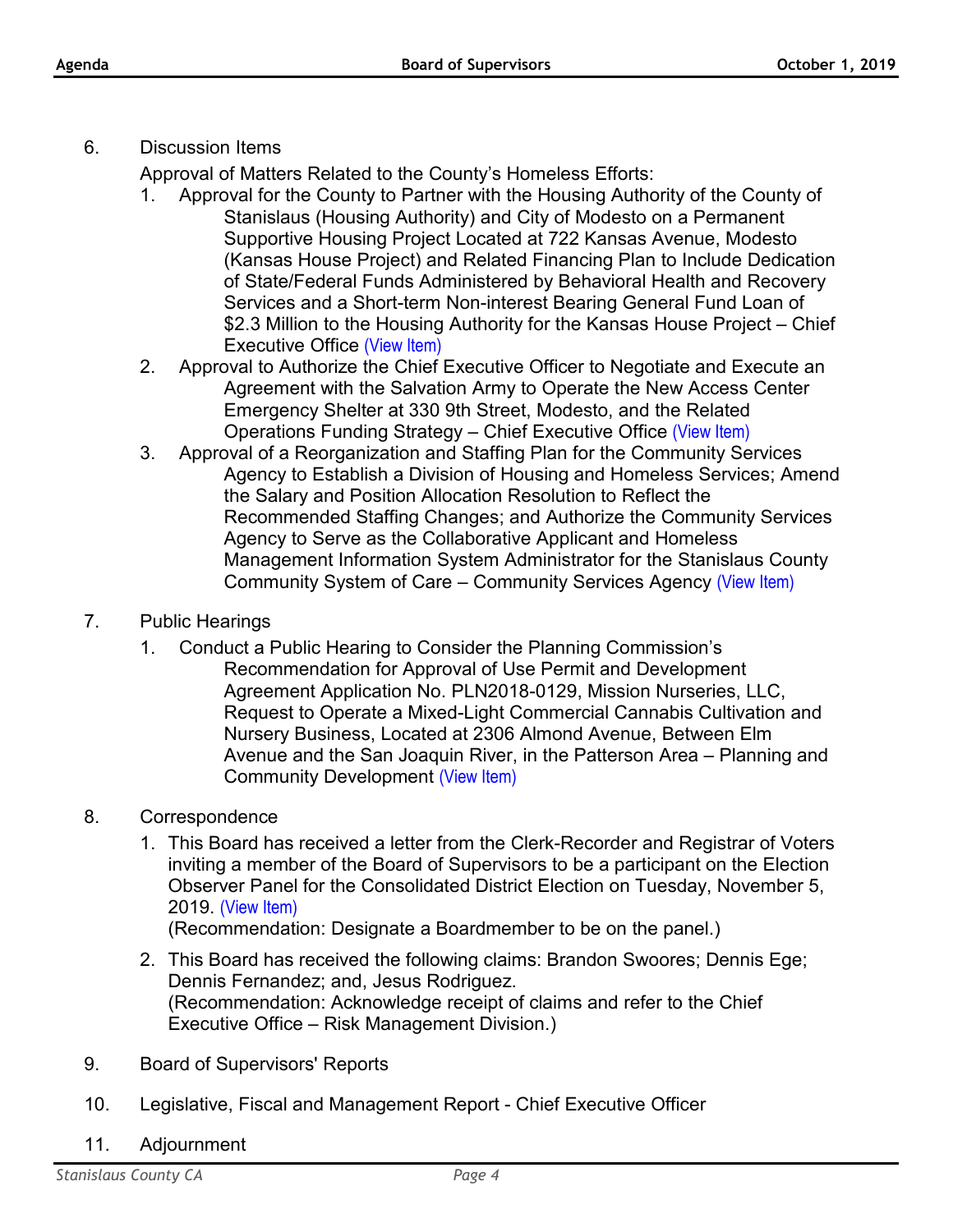6. Discussion Items

   Approval of Matters Related to the County's Homeless Efforts:

   1. Approval for the County to Partner with the Housing Authority of the County of Stanislaus (Housing Authority) and City of Modesto on a Permanent Supportive Housing Project Located at 722 Kansas Avenue, Modesto (Kansas House Project) and Related Financing Plan to Include Dedication of State/Federal Funds Administered by Behavioral Health and Recovery Services and a Short-term Non-interest Bearing General Fund Loan of $2.3 Million to the Housing Authority for the Kansas House Project – Chief Executive Office (View Item)
   2. Approval to Authorize the Chief Executive Officer to Negotiate and Execute an Agreement with the Salvation Army to Operate the New Access Center Emergency Shelter at 330 9th Street, Modesto, and the Related Operations Funding Strategy – Chief Executive Office (View Item)
   3. Approval of a Reorganization and Staffing Plan for the Community Services Agency to Establish a Division of Housing and Homeless Services; Amend the Salary and Position Allocation Resolution to Reflect the Recommended Staffing Changes; and Authorize the Community Services Agency to Serve as the Collaborative Applicant and Homeless Management Information System Administrator for the Stanislaus County Community System of Care – Community Services Agency (View Item)

7. Public Hearings

   1. Conduct a Public Hearing to Consider the Planning Commission's Recommendation for Approval of Use Permit and Development Agreement Application No. PLN2018-0129, Mission Nurseries, LLC, Request to Operate a Mixed-Light Commercial Cannabis Cultivation and Nursery Business, Located at 2306 Almond Avenue, Between Elm Avenue and the San Joaquin River, in the Patterson Area – Planning and Community Development (View Item)

8. Correspondence

   1. This Board has received a letter from the Clerk-Recorder and Registrar of Voters inviting a member of the Board of Supervisors to be a participant on the Election Observer Panel for the Consolidated District Election on Tuesday, November 5, 2019. (View Item)
      (Recommendation: Designate a Boardmember to be on the panel.)
   2. This Board has received the following claims: Brandon Swoores; Dennis Ege; Dennis Fernandez; and, Jesus Rodriguez.
      (Recommendation: Acknowledge receipt of claims and refer to the Chief Executive Office – Risk Management Division.)

9. Board of Supervisors' Reports

10. Legislative, Fiscal and Management Report - Chief Executive Officer

11. Adjournment